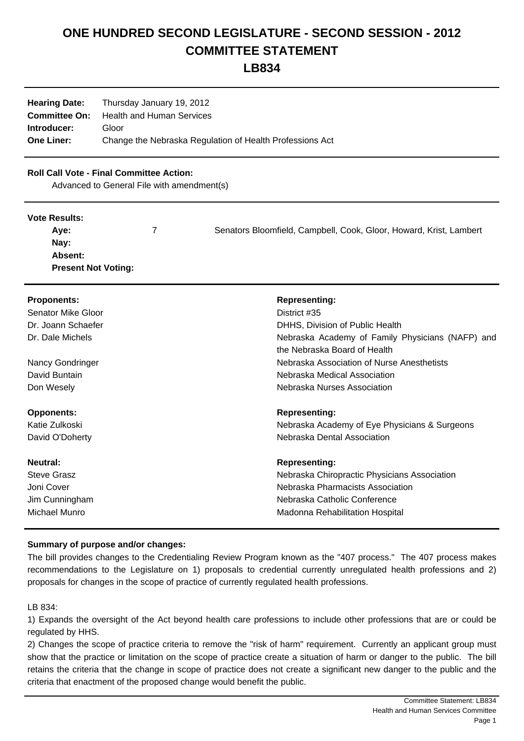# ONE HUNDRED SECOND LEGISLATURE - SECOND SESSION - 2012
# COMMITTEE STATEMENT
# LB834

| | |
|---|---|
| **Hearing Date:** | Thursday January 19, 2012 |
| **Committee On:** | Health and Human Services |
| **Introducer:** | Gloor |
| **One Liner:** | Change the Nebraska Regulation of Health Professions Act |

**Roll Call Vote - Final Committee Action:**

Advanced to General File with amendment(s)

**Vote Results:**

| | | |
|---|---|---|
| **Aye:** | 7 | Senators Bloomfield, Campbell, Cook, Gloor, Howard, Krist, Lambert |
| **Nay:** | | |
| **Absent:** | | |
| **Present Not Voting:** | | |

| **Proponents:** | **Representing:** |
|---|---|
| Senator Mike Gloor | District #35 |
| Dr. Joann Schaefer | DHHS, Division of Public Health |
| Dr. Dale Michels | Nebraska Academy of Family Physicians (NAFP) and the Nebraska Board of Health |
| Nancy Gondringer | Nebraska Association of Nurse Anesthetists |
| David Buntain | Nebraska Medical Association |
| Don Wesely | Nebraska Nurses Association |

| **Opponents:** | **Representing:** |
|---|---|
| Katie Zulkoski | Nebraska Academy of Eye Physicians & Surgeons |
| David O'Doherty | Nebraska Dental Association |

| **Neutral:** | **Representing:** |
|---|---|
| Steve Grasz | Nebraska Chiropractic Physicians Association |
| Joni Cover | Nebraska Pharmacists Association |
| Jim Cunningham | Nebraska Catholic Conference |
| Michael Munro | Madonna Rehabilitation Hospital |

**Summary of purpose and/or changes:**

The bill provides changes to the Credentialing Review Program known as the "407 process." The 407 process makes recommendations to the Legislature on 1) proposals to credential currently unregulated health professions and 2) proposals for changes in the scope of practice of currently regulated health professions.

LB 834:

1) Expands the oversight of the Act beyond health care professions to include other professions that are or could be regulated by HHS.

2) Changes the scope of practice criteria to remove the "risk of harm" requirement. Currently an applicant group must show that the practice or limitation on the scope of practice create a situation of harm or danger to the public. The bill retains the criteria that the change in scope of practice does not create a significant new danger to the public and the criteria that enactment of the proposed change would benefit the public.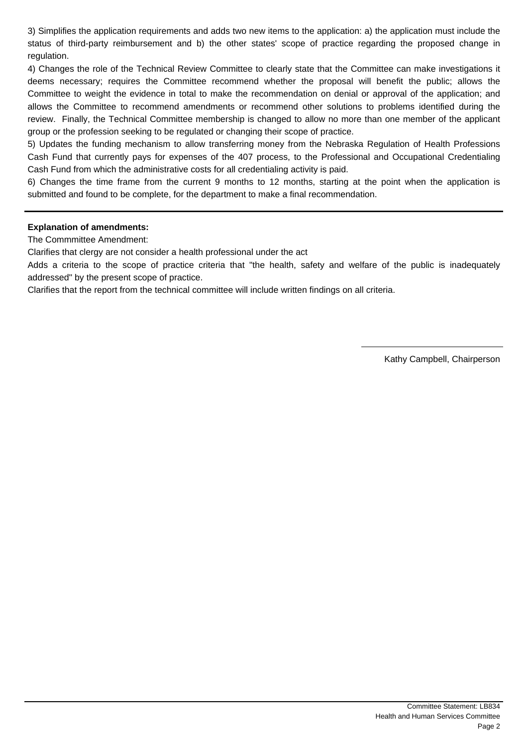3) Simplifies the application requirements and adds two new items to the application: a) the application must include the status of third-party reimbursement and b) the other states' scope of practice regarding the proposed change in regulation.

4) Changes the role of the Technical Review Committee to clearly state that the Committee can make investigations it deems necessary; requires the Committee recommend whether the proposal will benefit the public; allows the Committee to weight the evidence in total to make the recommendation on denial or approval of the application; and allows the Committee to recommend amendments or recommend other solutions to problems identified during the review. Finally, the Technical Committee membership is changed to allow no more than one member of the applicant group or the profession seeking to be regulated or changing their scope of practice.

5) Updates the funding mechanism to allow transferring money from the Nebraska Regulation of Health Professions Cash Fund that currently pays for expenses of the 407 process, to the Professional and Occupational Credentialing Cash Fund from which the administrative costs for all credentialing activity is paid.

6) Changes the time frame from the current 9 months to 12 months, starting at the point when the application is submitted and found to be complete, for the department to make a final recommendation.

---

**Explanation of amendments:**

The Commmittee Amendment:

Clarifies that clergy are not consider a health professional under the act

Adds a criteria to the scope of practice criteria that "the health, safety and welfare of the public is inadequately addressed" by the present scope of practice.

Clarifies that the report from the technical committee will include written findings on all criteria.

Kathy Campbell, Chairperson